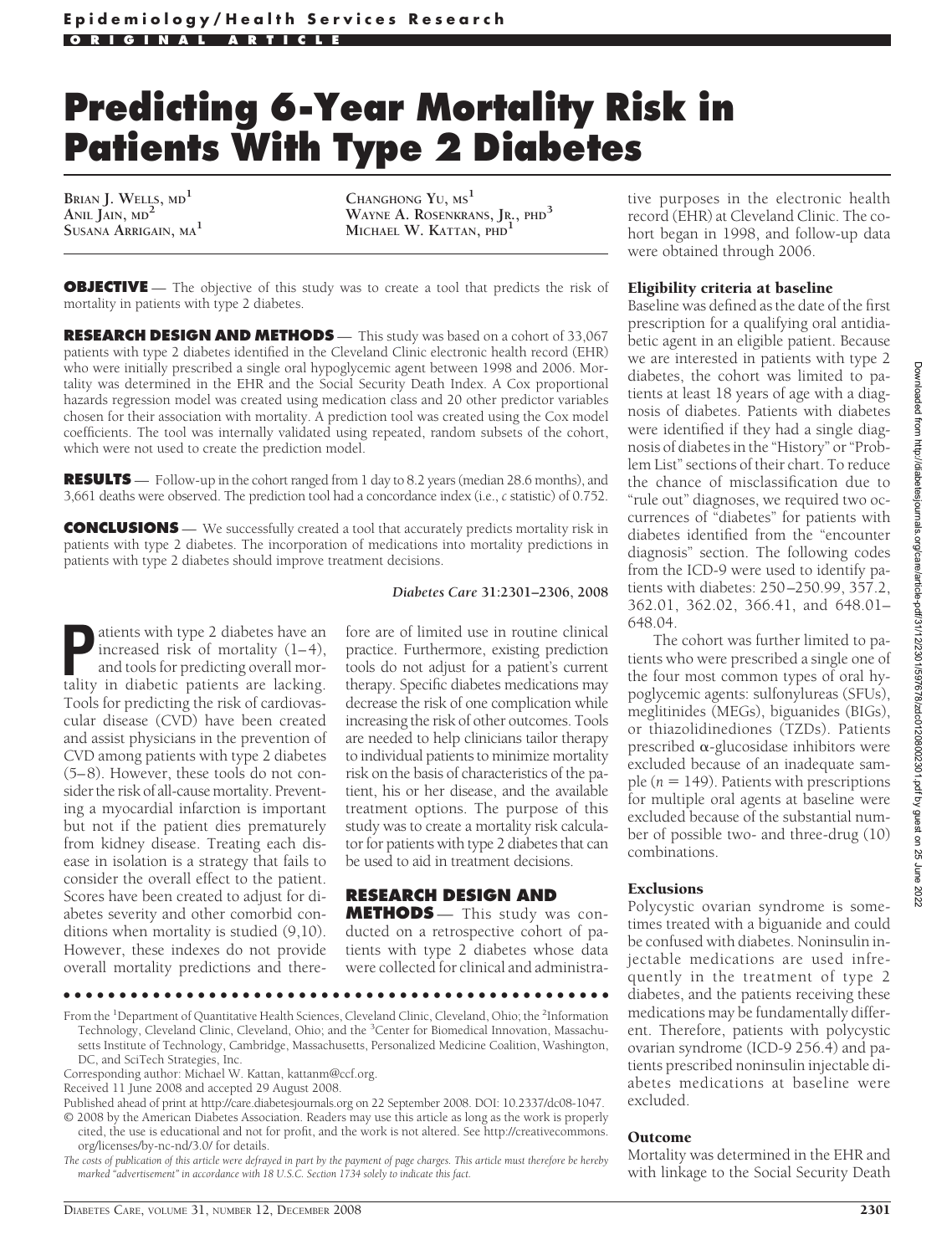**Epidemiology/Health Services Research**

**ORIGINAL ARTICLE**

# Predicting 6-Year Mortality Risk in Patients With Type 2 Diabetes

BRIAN J. WELLS, MD[1]
ANIL JAIN, MD[2]
SUSANA ARRIGAIN, MA[1]
CHANGHONG YU, MS[1]
WAYNE A. ROSENKRANS, JR., PHD[3]
MICHAEL W. KATTAN, PHD[1]

**OBJECTIVE** — The objective of this study was to create a tool that predicts the risk of mortality in patients with type 2 diabetes.

**RESEARCH DESIGN AND METHODS** — This study was based on a cohort of 33,067 patients with type 2 diabetes identified in the Cleveland Clinic electronic health record (EHR) who were initially prescribed a single oral hypoglycemic agent between 1998 and 2006. Mortality was determined in the EHR and the Social Security Death Index. A Cox proportional hazards regression model was created using medication class and 20 other predictor variables chosen for their association with mortality. A prediction tool was created using the Cox model coefficients. The tool was internally validated using repeated, random subsets of the cohort, which were not used to create the prediction model.

**RESULTS** — Follow-up in the cohort ranged from 1 day to 8.2 years (median 28.6 months), and 3,661 deaths were observed. The prediction tool had a concordance index (i.e., *c* statistic) of 0.752.

**CONCLUSIONS** — We successfully created a tool that accurately predicts mortality risk in patients with type 2 diabetes. The incorporation of medications into mortality predictions in patients with type 2 diabetes should improve treatment decisions.

*Diabetes Care* **31:**2301–2306, 2008

Patients with type 2 diabetes have an increased risk of mortality (1–4), and tools for predicting overall mortality in diabetic patients are lacking. Tools for predicting the risk of cardiovascular disease (CVD) have been created and assist physicians in the prevention of CVD among patients with type 2 diabetes (5–8). However, these tools do not consider the risk of all-cause mortality. Preventing a myocardial infarction is important but not if the patient dies prematurely from kidney disease. Treating each disease in isolation is a strategy that fails to consider the overall effect to the patient. Scores have been created to adjust for diabetes severity and other comorbid conditions when mortality is studied (9,10). However, these indexes do not provide overall mortality predictions and therefore are of limited use in routine clinical practice. Furthermore, existing prediction tools do not adjust for a patient's current therapy. Specific diabetes medications may decrease the risk of one complication while increasing the risk of other outcomes. Tools are needed to help clinicians tailor therapy to individual patients to minimize mortality risk on the basis of characteristics of the patient, his or her disease, and the available treatment options. The purpose of this study was to create a mortality risk calculator for patients with type 2 diabetes that can be used to aid in treatment decisions.

## RESEARCH DESIGN AND METHODS

This study was conducted on a retrospective cohort of patients with type 2 diabetes whose data were collected for clinical and administrative purposes in the electronic health record (EHR) at Cleveland Clinic. The cohort began in 1998, and follow-up data were obtained through 2006.

### Eligibility criteria at baseline

Baseline was defined as the date of the first prescription for a qualifying oral antidiabetic agent in an eligible patient. Because we are interested in patients with type 2 diabetes, the cohort was limited to patients at least 18 years of age with a diagnosis of diabetes. Patients with diabetes were identified if they had a single diagnosis of diabetes in the "History" or "Problem List" sections of their chart. To reduce the chance of misclassification due to "rule out" diagnoses, we required two occurrences of "diabetes" for patients with diabetes identified from the "encounter diagnosis" section. The following codes from the ICD-9 were used to identify patients with diabetes: 250–250.99, 357.2, 362.01, 362.02, 366.41, and 648.01–648.04.

The cohort was further limited to patients who were prescribed a single one of the four most common types of oral hypoglycemic agents: sulfonylureas (SFUs), meglitinides (MEGs), biguanides (BIGs), or thiazolidinediones (TZDs). Patients prescribed α-glucosidase inhibitors were excluded because of an inadequate sample ($n = 149$). Patients with prescriptions for multiple oral agents at baseline were excluded because of the substantial number of possible two- and three-drug (10) combinations.

### Exclusions

Polycystic ovarian syndrome is sometimes treated with a biguanide and could be confused with diabetes. Noninsulin injectable medications are used infrequently in the treatment of type 2 diabetes, and the patients receiving these medications may be fundamentally different. Therefore, patients with polycystic ovarian syndrome (ICD-9 256.4) and patients prescribed noninsulin injectable diabetes medications at baseline were excluded.

### Outcome

Mortality was determined in the EHR and with linkage to the Social Security Death

From the [1]Department of Quantitative Health Sciences, Cleveland Clinic, Cleveland, Ohio; the [2]Information Technology, Cleveland Clinic, Cleveland, Ohio; and the [3]Center for Biomedical Innovation, Massachusetts Institute of Technology, Cambridge, Massachusetts, Personalized Medicine Coalition, Washington, DC, and SciTech Strategies, Inc.

Corresponding author: Michael W. Kattan, kattanm@ccf.org.

Received 11 June 2008 and accepted 29 August 2008.

Published ahead of print at http://care.diabetesjournals.org on 22 September 2008. DOI: 10.2337/dc08-1047.

© 2008 by the American Diabetes Association. Readers may use this article as long as the work is properly cited, the use is educational and not for profit, and the work is not altered. See http://creativecommons.org/licenses/by-nc-nd/3.0/ for details.

*The costs of publication of this article were defrayed in part by the payment of page charges. This article must therefore be hereby marked "advertisement" in accordance with 18 U.S.C. Section 1734 solely to indicate this fact.*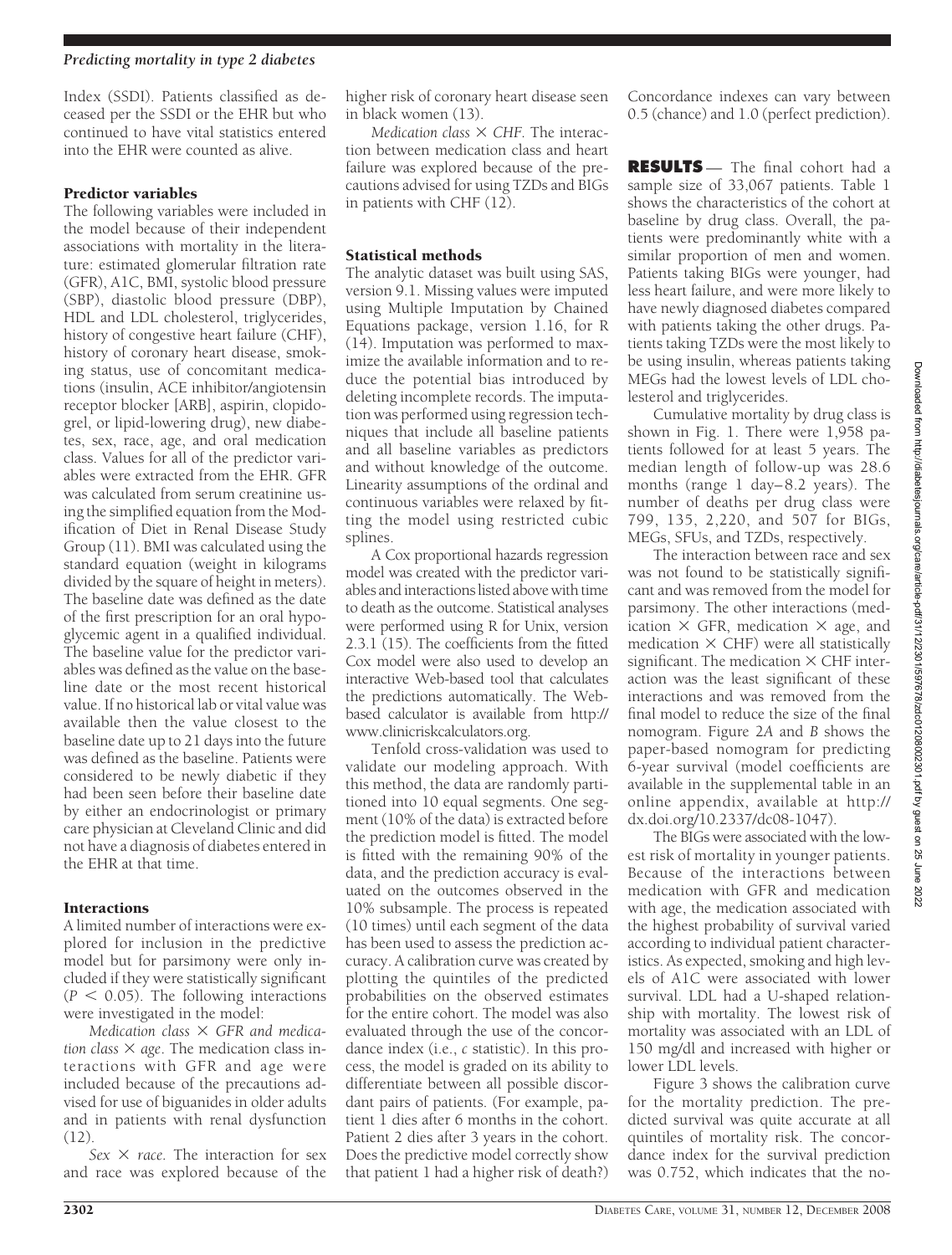Index (SSDI). Patients classified as deceased per the SSDI or the EHR but who continued to have vital statistics entered into the EHR were counted as alive.

### Predictor variables

The following variables were included in the model because of their independent associations with mortality in the literature: estimated glomerular filtration rate (GFR), A1C, BMI, systolic blood pressure (SBP), diastolic blood pressure (DBP), HDL and LDL cholesterol, triglycerides, history of congestive heart failure (CHF), history of coronary heart disease, smoking status, use of concomitant medications (insulin, ACE inhibitor/angiotensin receptor blocker [ARB], aspirin, clopidogrel, or lipid-lowering drug), new diabetes, sex, race, age, and oral medication class. Values for all of the predictor variables were extracted from the EHR. GFR was calculated from serum creatinine using the simplified equation from the Modification of Diet in Renal Disease Study Group (11). BMI was calculated using the standard equation (weight in kilograms divided by the square of height in meters). The baseline date was defined as the date of the first prescription for an oral hypoglycemic agent in a qualified individual. The baseline value for the predictor variables was defined as the value on the baseline date or the most recent historical value. If no historical lab or vital value was available then the value closest to the baseline date up to 21 days into the future was defined as the baseline. Patients were considered to be newly diabetic if they had been seen before their baseline date by either an endocrinologist or primary care physician at Cleveland Clinic and did not have a diagnosis of diabetes entered in the EHR at that time.

### Interactions

A limited number of interactions were explored for inclusion in the predictive model but for parsimony were only included if they were statistically significant ($P < 0.05$). The following interactions were investigated in the model:

*Medication class × GFR and medication class × age.* The medication class interactions with GFR and age were included because of the precautions advised for use of biguanides in older adults and in patients with renal dysfunction (12).

*Sex × race.* The interaction for sex and race was explored because of the higher risk of coronary heart disease seen in black women (13).

*Medication class × CHF.* The interaction between medication class and heart failure was explored because of the precautions advised for using TZDs and BIGs in patients with CHF (12).

### Statistical methods

The analytic dataset was built using SAS, version 9.1. Missing values were imputed using Multiple Imputation by Chained Equations package, version 1.16, for R (14). Imputation was performed to maximize the available information and to reduce the potential bias introduced by deleting incomplete records. The imputation was performed using regression techniques that include all baseline patients and all baseline variables as predictors and without knowledge of the outcome. Linearity assumptions of the ordinal and continuous variables were relaxed by fitting the model using restricted cubic splines.

A Cox proportional hazards regression model was created with the predictor variables and interactions listed above with time to death as the outcome. Statistical analyses were performed using R for Unix, version 2.3.1 (15). The coefficients from the fitted Cox model were also used to develop an interactive Web-based tool that calculates the predictions automatically. The Web-based calculator is available from http://www.clinicriskcalculators.org.

Tenfold cross-validation was used to validate our modeling approach. With this method, the data are randomly partitioned into 10 equal segments. One segment (10% of the data) is extracted before the prediction model is fitted. The model is fitted with the remaining 90% of the data, and the prediction accuracy is evaluated on the outcomes observed in the 10% subsample. The process is repeated (10 times) until each segment of the data has been used to assess the prediction accuracy. A calibration curve was created by plotting the quintiles of the predicted probabilities on the observed estimates for the entire cohort. The model was also evaluated through the use of the concordance index (i.e., *c* statistic). In this process, the model is graded on its ability to differentiate between all possible discordant pairs of patients. (For example, patient 1 dies after 6 months in the cohort. Patient 2 dies after 3 years in the cohort. Does the predictive model correctly show that patient 1 had a higher risk of death?) Concordance indexes can vary between 0.5 (chance) and 1.0 (perfect prediction).

## RESULTS

The final cohort had a sample size of 33,067 patients. Table 1 shows the characteristics of the cohort at baseline by drug class. Overall, the patients were predominantly white with a similar proportion of men and women. Patients taking BIGs were younger, had less heart failure, and were more likely to have newly diagnosed diabetes compared with patients taking the other drugs. Patients taking TZDs were the most likely to be using insulin, whereas patients taking MEGs had the lowest levels of LDL cholesterol and triglycerides.

Cumulative mortality by drug class is shown in Fig. 1. There were 1,958 patients followed for at least 5 years. The median length of follow-up was 28.6 months (range 1 day–8.2 years). The number of deaths per drug class were 799, 135, 2,220, and 507 for BIGs, MEGs, SFUs, and TZDs, respectively.

The interaction between race and sex was not found to be statistically significant and was removed from the model for parsimony. The other interactions (medication × GFR, medication × age, and medication × CHF) were all statistically significant. The medication × CHF interaction was the least significant of these interactions and was removed from the final model to reduce the size of the final nomogram. Figure 2*A* and *B* shows the paper-based nomogram for predicting 6-year survival (model coefficients are available in the supplemental table in an online appendix, available at http://dx.doi.org/10.2337/dc08-1047).

The BIGs were associated with the lowest risk of mortality in younger patients. Because of the interactions between medication with GFR and medication with age, the medication associated with the highest probability of survival varied according to individual patient characteristics. As expected, smoking and high levels of A1C were associated with lower survival. LDL had a U-shaped relationship with mortality. The lowest risk of mortality was associated with an LDL of 150 mg/dl and increased with higher or lower LDL levels.

Figure 3 shows the calibration curve for the mortality prediction. The predicted survival was quite accurate at all quintiles of mortality risk. The concordance index for the survival prediction was 0.752, which indicates that the no-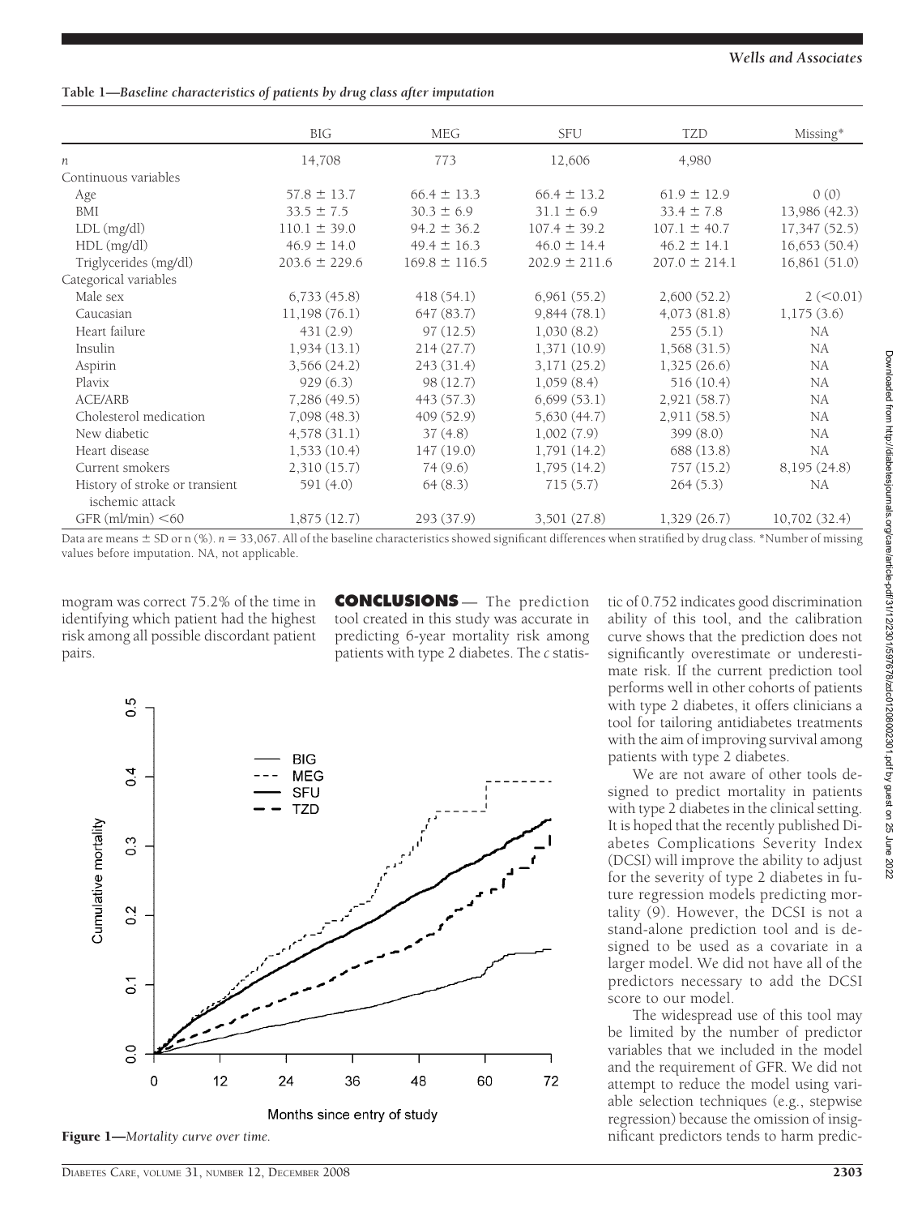**Table 1—Baseline characteristics of patients by drug class after imputation**

| | BIG | MEG | SFU | TZD | Missing* |
|---|---|---|---|---|---|
| *n* | 14,708 | 773 | 12,606 | 4,980 | |
| Continuous variables | | | | | |
| Age | 57.8 ± 13.7 | 66.4 ± 13.3 | 66.4 ± 13.2 | 61.9 ± 12.9 | 0 (0) |
| BMI | 33.5 ± 7.5 | 30.3 ± 6.9 | 31.1 ± 6.9 | 33.4 ± 7.8 | 13,986 (42.3) |
| LDL (mg/dl) | 110.1 ± 39.0 | 94.2 ± 36.2 | 107.4 ± 39.2 | 107.1 ± 40.7 | 17,347 (52.5) |
| HDL (mg/dl) | 46.9 ± 14.0 | 49.4 ± 16.3 | 46.0 ± 14.4 | 46.2 ± 14.1 | 16,653 (50.4) |
| Triglycerides (mg/dl) | 203.6 ± 229.6 | 169.8 ± 116.5 | 202.9 ± 211.6 | 207.0 ± 214.1 | 16,861 (51.0) |
| Categorical variables | | | | | |
| Male sex | 6,733 (45.8) | 418 (54.1) | 6,961 (55.2) | 2,600 (52.2) | 2 (<0.01) |
| Caucasian | 11,198 (76.1) | 647 (83.7) | 9,844 (78.1) | 4,073 (81.8) | 1,175 (3.6) |
| Heart failure | 431 (2.9) | 97 (12.5) | 1,030 (8.2) | 255 (5.1) | NA |
| Insulin | 1,934 (13.1) | 214 (27.7) | 1,371 (10.9) | 1,568 (31.5) | NA |
| Aspirin | 3,566 (24.2) | 243 (31.4) | 3,171 (25.2) | 1,325 (26.6) | NA |
| Plavix | 929 (6.3) | 98 (12.7) | 1,059 (8.4) | 516 (10.4) | NA |
| ACE/ARB | 7,286 (49.5) | 443 (57.3) | 6,699 (53.1) | 2,921 (58.7) | NA |
| Cholesterol medication | 7,098 (48.3) | 409 (52.9) | 5,630 (44.7) | 2,911 (58.5) | NA |
| New diabetic | 4,578 (31.1) | 37 (4.8) | 1,002 (7.9) | 399 (8.0) | NA |
| Heart disease | 1,533 (10.4) | 147 (19.0) | 1,791 (14.2) | 688 (13.8) | NA |
| Current smokers | 2,310 (15.7) | 74 (9.6) | 1,795 (14.2) | 757 (15.2) | 8,195 (24.8) |
| History of stroke or transient ischemic attack | 591 (4.0) | 64 (8.3) | 715 (5.7) | 264 (5.3) | NA |
| GFR (ml/min) <60 | 1,875 (12.7) | 293 (37.9) | 3,501 (27.8) | 1,329 (26.7) | 10,702 (32.4) |

Data are means ± SD or n (%). $n = 33,067$. All of the baseline characteristics showed significant differences when stratified by drug class. *Number of missing values before imputation. NA, not applicable.

mogram was correct 75.2% of the time in identifying which patient had the highest risk among all possible discordant patient pairs.

**Figure 1**—*Mortality curve over time.*

## CONCLUSIONS

The prediction tool created in this study was accurate in predicting 6-year mortality risk among patients with type 2 diabetes. The *c* statistic of 0.752 indicates good discrimination ability of this tool, and the calibration curve shows that the prediction does not significantly overestimate or underestimate risk. If the current prediction tool performs well in other cohorts of patients with type 2 diabetes, it offers clinicians a tool for tailoring antidiabetes treatments with the aim of improving survival among patients with type 2 diabetes.

We are not aware of other tools designed to predict mortality in patients with type 2 diabetes in the clinical setting. It is hoped that the recently published Diabetes Complications Severity Index (DCSI) will improve the ability to adjust for the severity of type 2 diabetes in future regression models predicting mortality (9). However, the DCSI is not a stand-alone prediction tool and is designed to be used as a covariate in a larger model. We did not have all of the predictors necessary to add the DCSI score to our model.

The widespread use of this tool may be limited by the number of predictor variables that we included in the model and the requirement of GFR. We did not attempt to reduce the model using variable selection techniques (e.g., stepwise regression) because the omission of insignificant predictors tends to harm predic-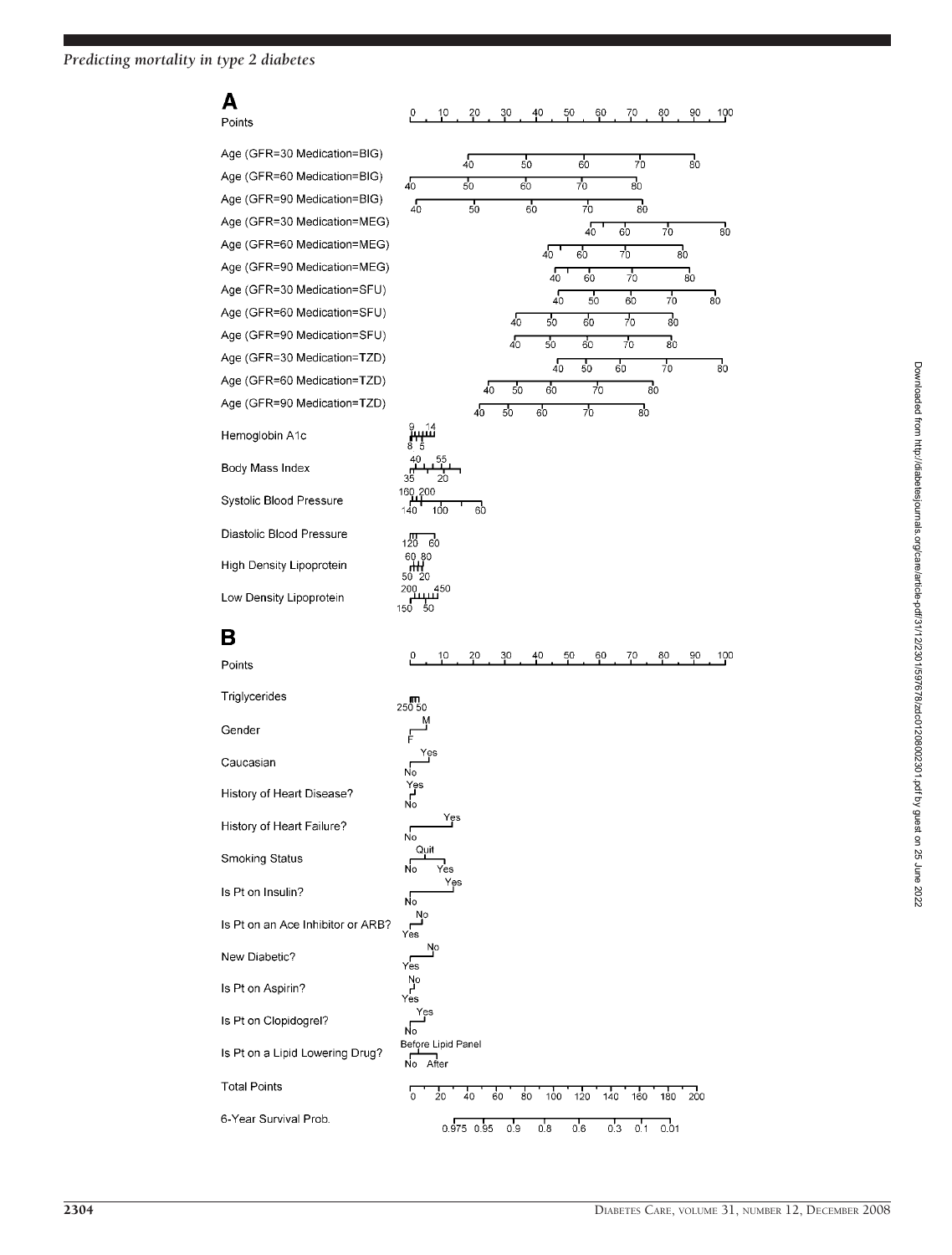**A**

Points: 0, 10, 20, 30, 40, 50, 60, 70, 80, 90, 100

Age (GFR=30 Medication=BIG): 40, 50, 60, 70, 80

Age (GFR=60 Medication=BIG): 40, 50, 60, 70, 80

Age (GFR=90 Medication=BIG): 40, 50, 60, 70, 80

Age (GFR=30 Medication=MEG): 40, 60, 70, 80

Age (GFR=60 Medication=MEG): 40, 60, 70, 80

Age (GFR=90 Medication=MEG): 40, 60, 70, 80

Age (GFR=30 Medication=SFU): 40, 50, 60, 70, 80

Age (GFR=60 Medication=SFU): 40, 50, 60, 70, 80

Age (GFR=90 Medication=SFU): 40, 50, 60, 70, 80

Age (GFR=30 Medication=TZD): 40, 50, 60, 70, 80

Age (GFR=60 Medication=TZD): 40, 50, 60, 70, 80

Age (GFR=90 Medication=TZD): 40, 50, 60, 70, 80

Hemoglobin A1c: 9, 14, 8, 5

Body Mass Index: 40, 55, 35, 20

Systolic Blood Pressure: 160, 200, 140, 100, 60

Diastolic Blood Pressure: 120, 60

High Density Lipoprotein: 60, 80, 50, 20

Low Density Lipoprotein: 200, 450, 150, 50

**B**

Points: 0, 10, 20, 30, 40, 50, 60, 70, 80, 90, 100

Triglycerides: 250, 50

Gender: M, F

Caucasian: Yes, No

History of Heart Disease?: Yes, No

History of Heart Failure?: Yes, No

Smoking Status: Quit, No, Yes

Is Pt on Insulin?: Yes, No

Is Pt on an Ace Inhibitor or ARB?: No, Yes

New Diabetic?: No, Yes

Is Pt on Aspirin?: No, Yes

Is Pt on Clopidogrel?: Yes, No

Is Pt on a Lipid Lowering Drug?: Before Lipid Panel, No, After

Total Points: 0, 20, 40, 60, 80, 100, 120, 140, 160, 180, 200

6-Year Survival Prob.: 0.975, 0.95, 0.9, 0.8, 0.6, 0.3, 0.1, 0.01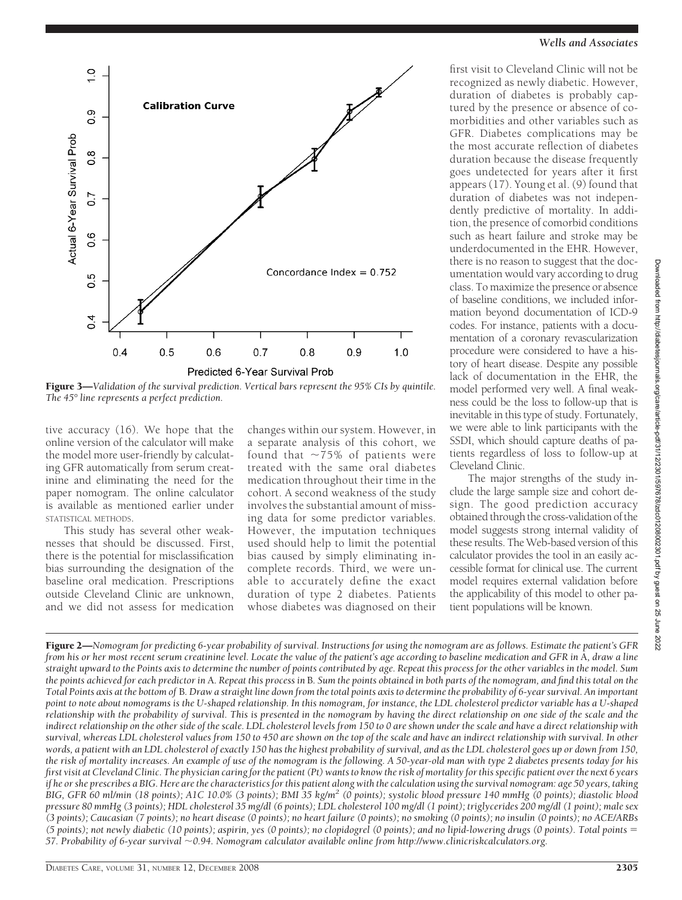Calibration Curve

Concordance Index = 0.752

Actual 6-Year Survival Prob

Predicted 6-Year Survival Prob

0.4 0.5 0.6 0.7 0.8 0.9 1.0

**Figure 3**—*Validation of the survival prediction. Vertical bars represent the 95% CIs by quintile. The 45° line represents a perfect prediction.*

tive accuracy (16). We hope that the online version of the calculator will make the model more user-friendly by calculating GFR automatically from serum creatinine and eliminating the need for the paper nomogram. The online calculator is available as mentioned earlier under STATISTICAL METHODS.

This study has several other weaknesses that should be discussed. First, there is the potential for misclassification bias surrounding the designation of the baseline oral medication. Prescriptions outside Cleveland Clinic are unknown, and we did not assess for medication changes within our system. However, in a separate analysis of this cohort, we found that ~75% of patients were treated with the same oral diabetes medication throughout their time in the cohort. A second weakness of the study involves the substantial amount of missing data for some predictor variables. However, the imputation techniques used should help to limit the potential bias caused by simply eliminating incomplete records. Third, we were unable to accurately define the exact duration of type 2 diabetes. Patients whose diabetes was diagnosed on their first visit to Cleveland Clinic will not be recognized as newly diabetic. However, duration of diabetes is probably captured by the presence or absence of comorbidities and other variables such as GFR. Diabetes complications may be the most accurate reflection of diabetes duration because the disease frequently goes undetected for years after it first appears (17). Young et al. (9) found that duration of diabetes was not independently predictive of mortality. In addition, the presence of comorbid conditions such as heart failure and stroke may be underdocumented in the EHR. However, there is no reason to suggest that the documentation would vary according to drug class. To maximize the presence or absence of baseline conditions, we included information beyond documentation of ICD-9 codes. For instance, patients with a documentation of a coronary revascularization procedure were considered to have a history of heart disease. Despite any possible lack of documentation in the EHR, the model performed very well. A final weakness could be the loss to follow-up that is inevitable in this type of study. Fortunately, we were able to link participants with the SSDI, which should capture deaths of patients regardless of loss to follow-up at Cleveland Clinic.

The major strengths of the study include the large sample size and cohort design. The good prediction accuracy obtained through the cross-validation of the model suggests strong internal validity of these results. The Web-based version of this calculator provides the tool in an easily accessible format for clinical use. The current model requires external validation before the applicability of this model to other patient populations will be known.

**Figure 2**—*Nomogram for predicting 6-year probability of survival. Instructions for using the nomogram are as follows. Estimate the patient's GFR from his or her most recent serum creatinine level. Locate the value of the patient's age according to baseline medication and GFR in A, draw a line straight upward to the Points axis to determine the number of points contributed by age. Repeat this process for the other variables in the model. Sum the points achieved for each predictor in A. Repeat this process in B. Sum the points obtained in both parts of the nomogram, and find this total on the Total Points axis at the bottom of B. Draw a straight line down from the total points axis to determine the probability of 6-year survival. An important point to note about nomograms is the U-shaped relationship. In this nomogram, for instance, the LDL cholesterol predictor variable has a U-shaped relationship with the probability of survival. This is presented in the nomogram by having the direct relationship on one side of the scale and the indirect relationship on the other side of the scale. LDL cholesterol levels from 150 to 0 are shown under the scale and have a direct relationship with survival, whereas LDL cholesterol values from 150 to 450 are shown on the top of the scale and have an indirect relationship with survival. In other words, a patient with an LDL cholesterol of exactly 150 has the highest probability of survival, and as the LDL cholesterol goes up or down from 150, the risk of mortality increases. An example of use of the nomogram is the following. A 50-year-old man with type 2 diabetes presents today for his first visit at Cleveland Clinic. The physician caring for the patient (Pt) wants to know the risk of mortality for this specific patient over the next 6 years if he or she prescribes a BIG. Here are the characteristics for this patient along with the calculation using the survival nomogram: age 50 years, taking BIG, GFR 60 ml/min (18 points); A1C 10.0% (3 points); BMI 35 kg/m$^2$ (0 points); systolic blood pressure 140 mmHg (0 points); diastolic blood pressure 80 mmHg (3 points); HDL cholesterol 35 mg/dl (6 points); LDL cholesterol 100 mg/dl (1 point); triglycerides 200 mg/dl (1 point); male sex (3 points); Caucasian (7 points); no heart disease (0 points); no heart failure (0 points); no smoking (0 points); no insulin (0 points); no ACE/ARBs (5 points); not newly diabetic (10 points); aspirin, yes (0 points); no clopidogrel (0 points); and no lipid-lowering drugs (0 points). Total points = 57. Probability of 6-year survival ~0.94. Nomogram calculator available online from http://www.clinicriskcalculators.org.*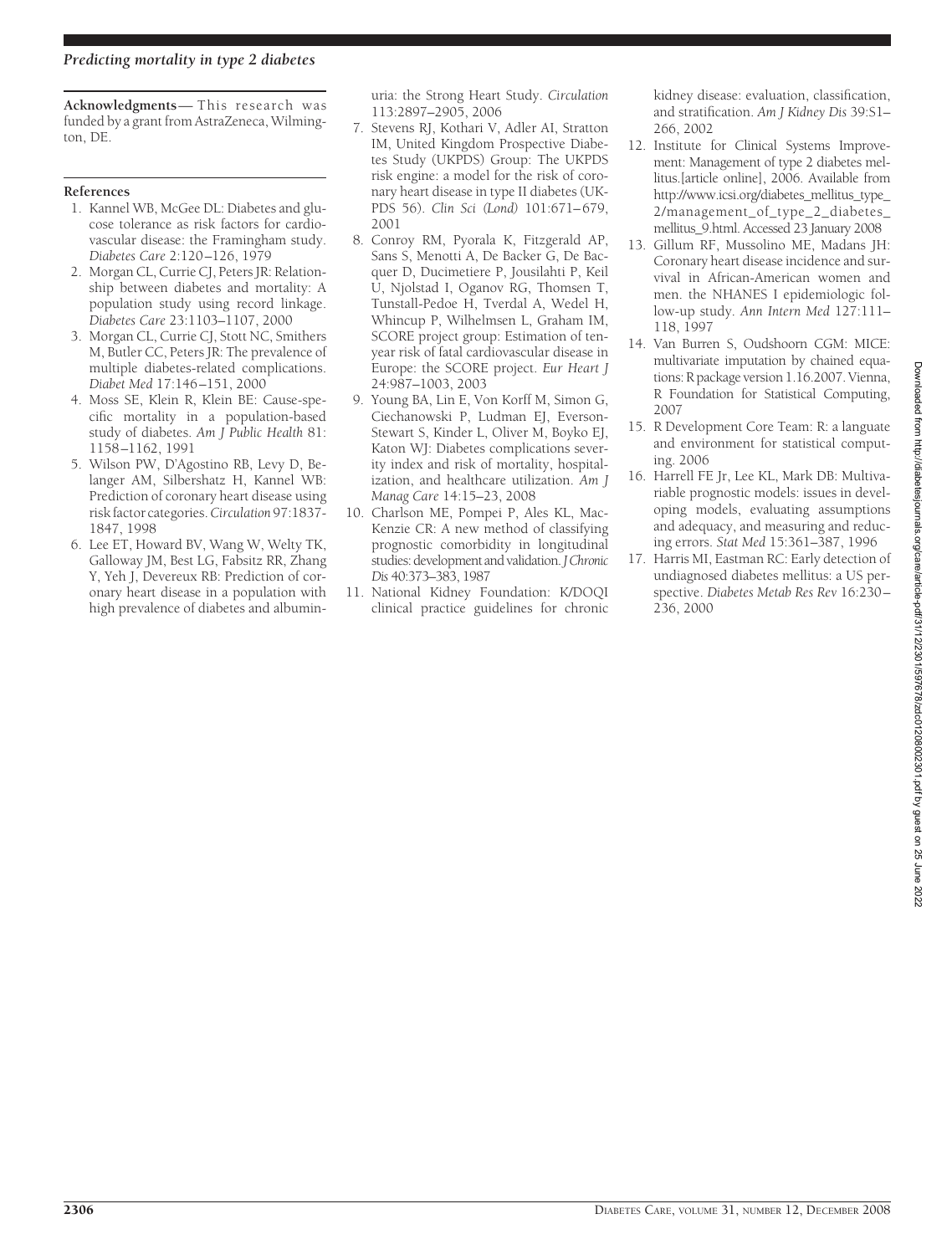**Acknowledgments**— This research was funded by a grant from AstraZeneca, Wilmington, DE.

**References**

1. Kannel WB, McGee DL: Diabetes and glucose tolerance as risk factors for cardiovascular disease: the Framingham study. *Diabetes Care* 2:120–126, 1979
2. Morgan CL, Currie CJ, Peters JR: Relationship between diabetes and mortality: A population study using record linkage. *Diabetes Care* 23:1103–1107, 2000
3. Morgan CL, Currie CJ, Stott NC, Smithers M, Butler CC, Peters JR: The prevalence of multiple diabetes-related complications. *Diabet Med* 17:146–151, 2000
4. Moss SE, Klein R, Klein BE: Cause-specific mortality in a population-based study of diabetes. *Am J Public Health* 81: 1158–1162, 1991
5. Wilson PW, D'Agostino RB, Levy D, Belanger AM, Silbershatz H, Kannel WB: Prediction of coronary heart disease using risk factor categories. *Circulation* 97:1837-1847, 1998
6. Lee ET, Howard BV, Wang W, Welty TK, Galloway JM, Best LG, Fabsitz RR, Zhang Y, Yeh J, Devereux RB: Prediction of coronary heart disease in a population with high prevalence of diabetes and albuminuria: the Strong Heart Study. *Circulation* 113:2897–2905, 2006
7. Stevens RJ, Kothari V, Adler AI, Stratton IM, United Kingdom Prospective Diabetes Study (UKPDS) Group: The UKPDS risk engine: a model for the risk of coronary heart disease in type II diabetes (UKPDS 56). *Clin Sci (Lond)* 101:671–679, 2001
8. Conroy RM, Pyorala K, Fitzgerald AP, Sans S, Menotti A, De Backer G, De Bacquer D, Ducimetiere P, Jousilahti P, Keil U, Njolstad I, Oganov RG, Thomsen T, Tunstall-Pedoe H, Tverdal A, Wedel H, Whincup P, Wilhelmsen L, Graham IM, SCORE project group: Estimation of ten-year risk of fatal cardiovascular disease in Europe: the SCORE project. *Eur Heart J* 24:987–1003, 2003
9. Young BA, Lin E, Von Korff M, Simon G, Ciechanowski P, Ludman EJ, Everson-Stewart S, Kinder L, Oliver M, Boyko EJ, Katon WJ: Diabetes complications severity index and risk of mortality, hospitalization, and healthcare utilization. *Am J Manag Care* 14:15–23, 2008
10. Charlson ME, Pompei P, Ales KL, MacKenzie CR: A new method of classifying prognostic comorbidity in longitudinal studies: development and validation. *J Chronic Dis* 40:373–383, 1987
11. National Kidney Foundation: K/DOQI clinical practice guidelines for chronic kidney disease: evaluation, classification, and stratification. *Am J Kidney Dis* 39:S1–266, 2002
12. Institute for Clinical Systems Improvement: Management of type 2 diabetes mellitus.[article online], 2006. Available from http://www.icsi.org/diabetes_mellitus_type_2/management_of_type_2_diabetes_mellitus_9.html. Accessed 23 January 2008
13. Gillum RF, Mussolino ME, Madans JH: Coronary heart disease incidence and survival in African-American women and men. the NHANES I epidemiologic follow-up study. *Ann Intern Med* 127:111–118, 1997
14. Van Burren S, Oudshoorn CGM: MICE: multivariate imputation by chained equations: R package version 1.16.2007. Vienna, R Foundation for Statistical Computing, 2007
15. R Development Core Team: R: a languate and environment for statistical computing. 2006
16. Harrell FE Jr, Lee KL, Mark DB: Multivariable prognostic models: issues in developing models, evaluating assumptions and adequacy, and measuring and reducing errors. *Stat Med* 15:361–387, 1996
17. Harris MI, Eastman RC: Early detection of undiagnosed diabetes mellitus: a US perspective. *Diabetes Metab Res Rev* 16:230–236, 2000